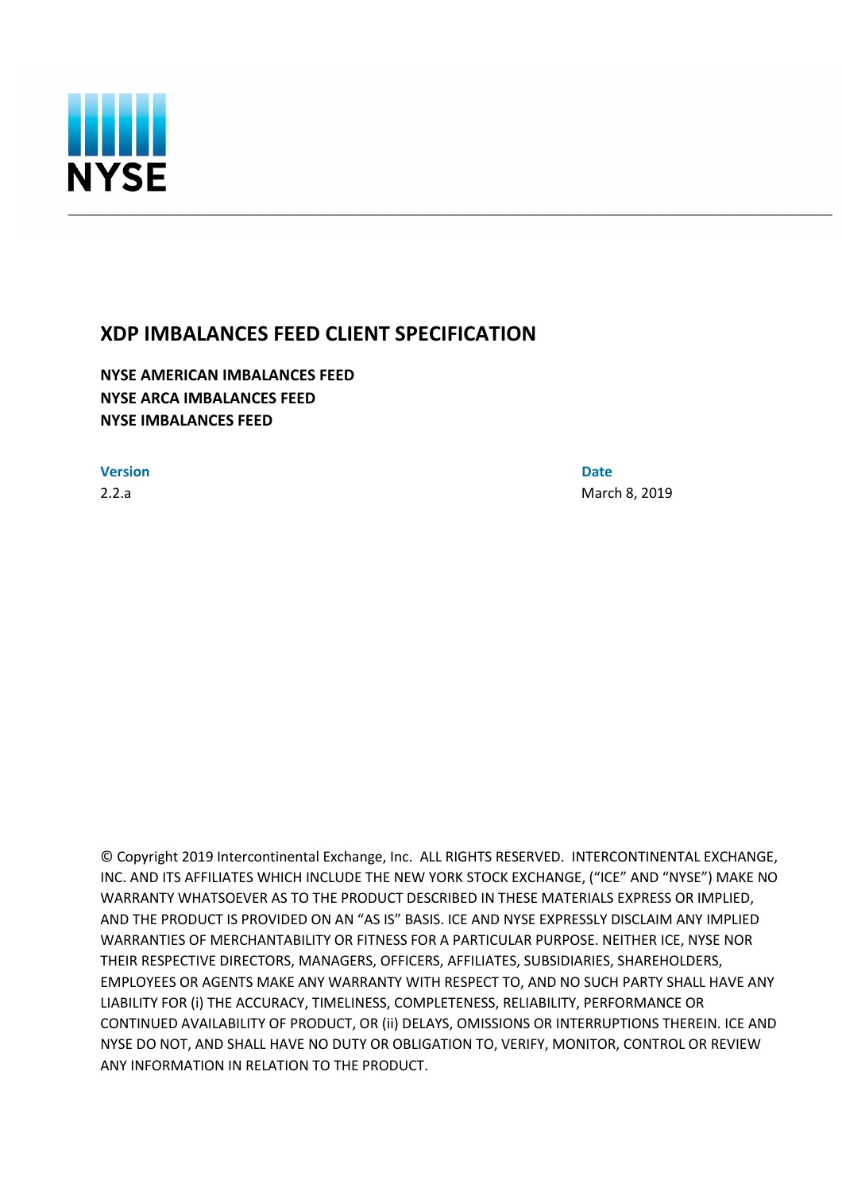NYSE

# XDP IMBALANCES FEED CLIENT SPECIFICATION

**NYSE AMERICAN IMBALANCES FEED**
**NYSE ARCA IMBALANCES FEED**
**NYSE IMBALANCES FEED**

| **Version** | **Date** |
| --- | --- |
| 2.2.a | March 8, 2019 |

© Copyright 2019 Intercontinental Exchange, Inc. ALL RIGHTS RESERVED. INTERCONTINENTAL EXCHANGE, INC. AND ITS AFFILIATES WHICH INCLUDE THE NEW YORK STOCK EXCHANGE, ("ICE" AND "NYSE") MAKE NO WARRANTY WHATSOEVER AS TO THE PRODUCT DESCRIBED IN THESE MATERIALS EXPRESS OR IMPLIED, AND THE PRODUCT IS PROVIDED ON AN "AS IS" BASIS. ICE AND NYSE EXPRESSLY DISCLAIM ANY IMPLIED WARRANTIES OF MERCHANTABILITY OR FITNESS FOR A PARTICULAR PURPOSE. NEITHER ICE, NYSE NOR THEIR RESPECTIVE DIRECTORS, MANAGERS, OFFICERS, AFFILIATES, SUBSIDIARIES, SHAREHOLDERS, EMPLOYEES OR AGENTS MAKE ANY WARRANTY WITH RESPECT TO, AND NO SUCH PARTY SHALL HAVE ANY LIABILITY FOR (i) THE ACCURACY, TIMELINESS, COMPLETENESS, RELIABILITY, PERFORMANCE OR CONTINUED AVAILABILITY OF PRODUCT, OR (ii) DELAYS, OMISSIONS OR INTERRUPTIONS THEREIN. ICE AND NYSE DO NOT, AND SHALL HAVE NO DUTY OR OBLIGATION TO, VERIFY, MONITOR, CONTROL OR REVIEW ANY INFORMATION IN RELATION TO THE PRODUCT.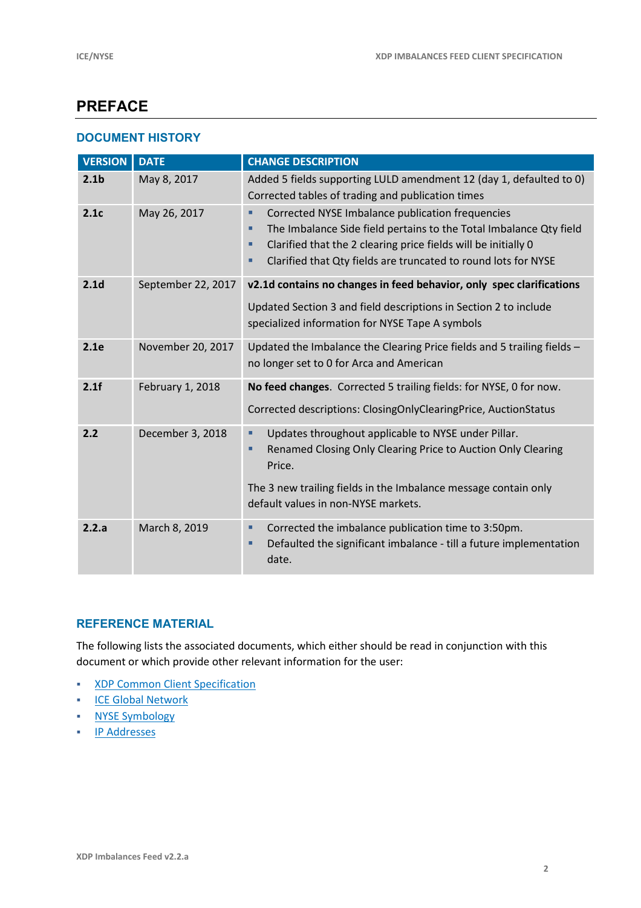# PREFACE

## DOCUMENT HISTORY

| VERSION | DATE | CHANGE DESCRIPTION |
|---|---|---|
| **2.1b** | May 8, 2017 | Added 5 fields supporting LULD amendment 12 (day 1, defaulted to 0)<br>Corrected tables of trading and publication times |
| **2.1c** | May 26, 2017 | ▪ Corrected NYSE Imbalance publication frequencies<br>▪ The Imbalance Side field pertains to the Total Imbalance Qty field<br>▪ Clarified that the 2 clearing price fields will be initially 0<br>▪ Clarified that Qty fields are truncated to round lots for NYSE |
| **2.1d** | September 22, 2017 | **v2.1d contains no changes in feed behavior, only spec clarifications**<br><br>Updated Section 3 and field descriptions in Section 2 to include specialized information for NYSE Tape A symbols |
| **2.1e** | November 20, 2017 | Updated the Imbalance the Clearing Price fields and 5 trailing fields – no longer set to 0 for Arca and American |
| **2.1f** | February 1, 2018 | **No feed changes**. Corrected 5 trailing fields: for NYSE, 0 for now.<br><br>Corrected descriptions: ClosingOnlyClearingPrice, AuctionStatus |
| **2.2** | December 3, 2018 | ▪ Updates throughout applicable to NYSE under Pillar.<br>▪ Renamed Closing Only Clearing Price to Auction Only Clearing Price.<br><br>The 3 new trailing fields in the Imbalance message contain only default values in non-NYSE markets. |
| **2.2.a** | March 8, 2019 | ▪ Corrected the imbalance publication time to 3:50pm.<br>▪ Defaulted the significant imbalance - till a future implementation date. |

## REFERENCE MATERIAL

The following lists the associated documents, which either should be read in conjunction with this document or which provide other relevant information for the user:

- XDP Common Client Specification
- ICE Global Network
- NYSE Symbology
- IP Addresses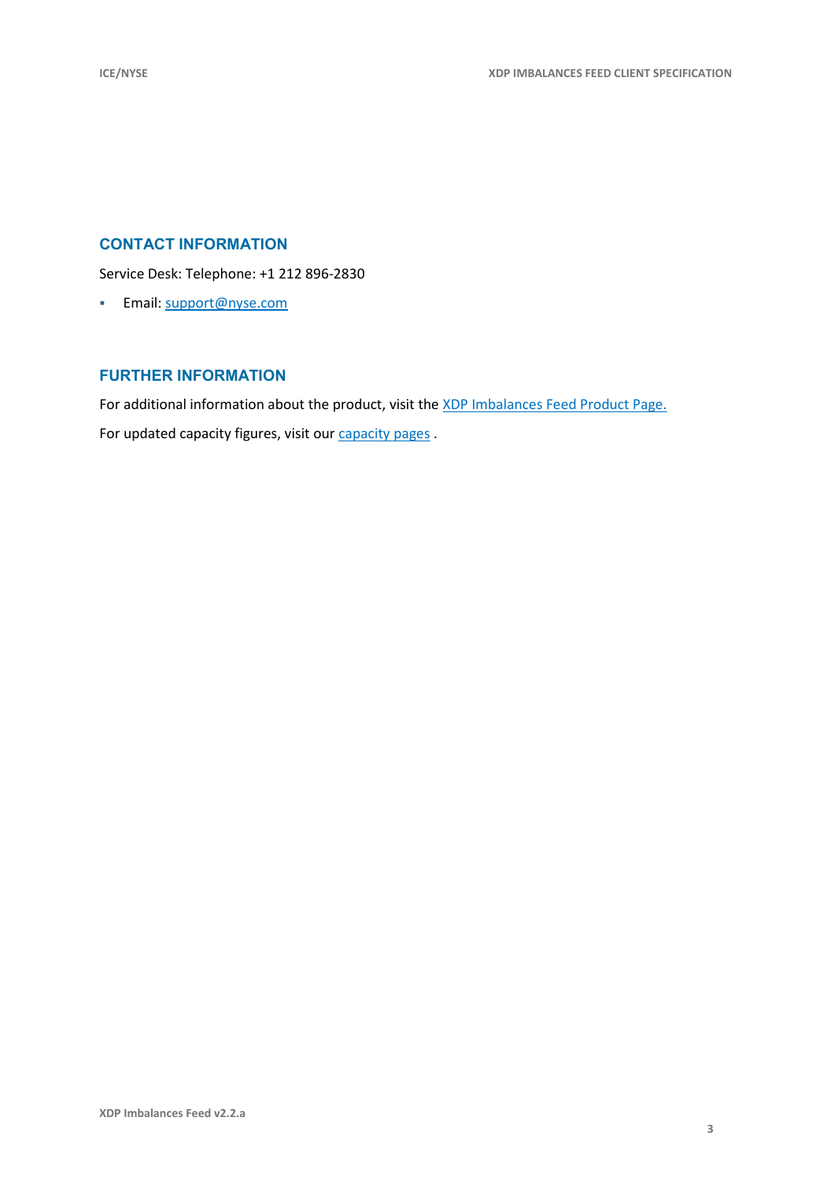## CONTACT INFORMATION

Service Desk: Telephone: +1 212 896-2830

- Email: support@nyse.com

## FURTHER INFORMATION

For additional information about the product, visit the XDP Imbalances Feed Product Page.

For updated capacity figures, visit our capacity pages .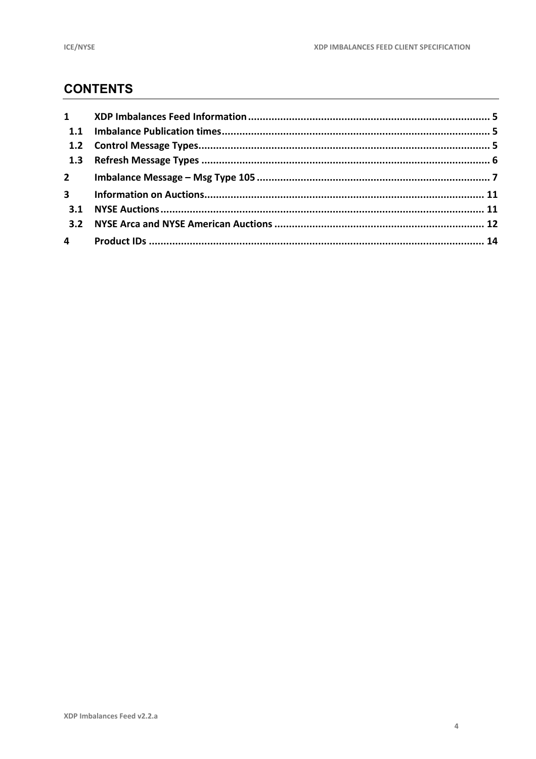## CONTENTS

| | | |
|---|---|---|
| **1** | **XDP Imbalances Feed Information** | **5** |
| **1.1** | **Imbalance Publication times** | **5** |
| **1.2** | **Control Message Types** | **5** |
| **1.3** | **Refresh Message Types** | **6** |
| **2** | **Imbalance Message – Msg Type 105** | **7** |
| **3** | **Information on Auctions** | **11** |
| **3.1** | **NYSE Auctions** | **11** |
| **3.2** | **NYSE Arca and NYSE American Auctions** | **12** |
| **4** | **Product IDs** | **14** |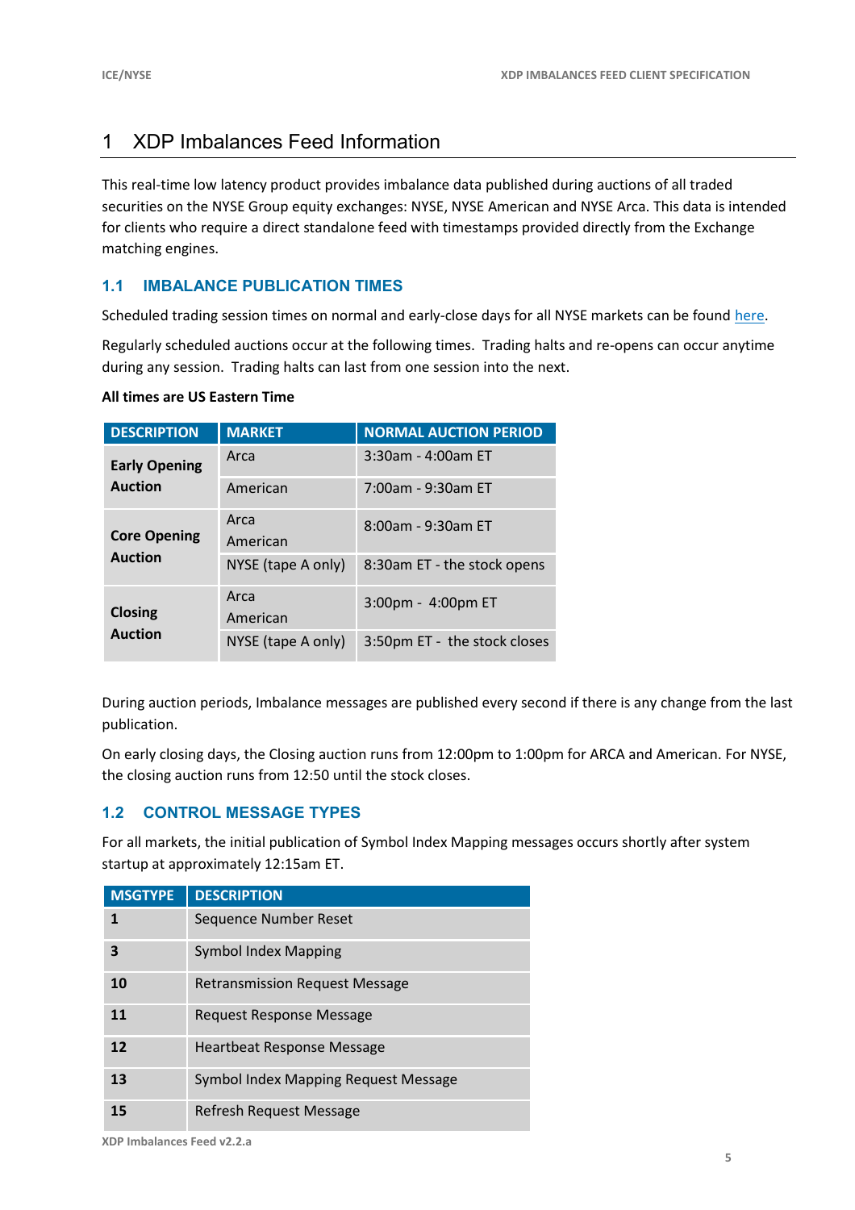# 1 XDP Imbalances Feed Information

This real-time low latency product provides imbalance data published during auctions of all traded securities on the NYSE Group equity exchanges: NYSE, NYSE American and NYSE Arca. This data is intended for clients who require a direct standalone feed with timestamps provided directly from the Exchange matching engines.

## 1.1 IMBALANCE PUBLICATION TIMES

Scheduled trading session times on normal and early-close days for all NYSE markets can be found here.

Regularly scheduled auctions occur at the following times. Trading halts and re-opens can occur anytime during any session. Trading halts can last from one session into the next.

**All times are US Eastern Time**

| DESCRIPTION | MARKET | NORMAL AUCTION PERIOD |
|---|---|---|
| **Early Opening Auction** | Arca | 3:30am - 4:00am ET |
| | American | 7:00am - 9:30am ET |
| **Core Opening Auction** | Arca<br>American | 8:00am - 9:30am ET |
| | NYSE (tape A only) | 8:30am ET - the stock opens |
| **Closing Auction** | Arca<br>American | 3:00pm - 4:00pm ET |
| | NYSE (tape A only) | 3:50pm ET - the stock closes |

During auction periods, Imbalance messages are published every second if there is any change from the last publication.

On early closing days, the Closing auction runs from 12:00pm to 1:00pm for ARCA and American. For NYSE, the closing auction runs from 12:50 until the stock closes.

## 1.2 CONTROL MESSAGE TYPES

For all markets, the initial publication of Symbol Index Mapping messages occurs shortly after system startup at approximately 12:15am ET.

| MSGTYPE | DESCRIPTION |
|---|---|
| **1** | Sequence Number Reset |
| **3** | Symbol Index Mapping |
| **10** | Retransmission Request Message |
| **11** | Request Response Message |
| **12** | Heartbeat Response Message |
| **13** | Symbol Index Mapping Request Message |
| **15** | Refresh Request Message |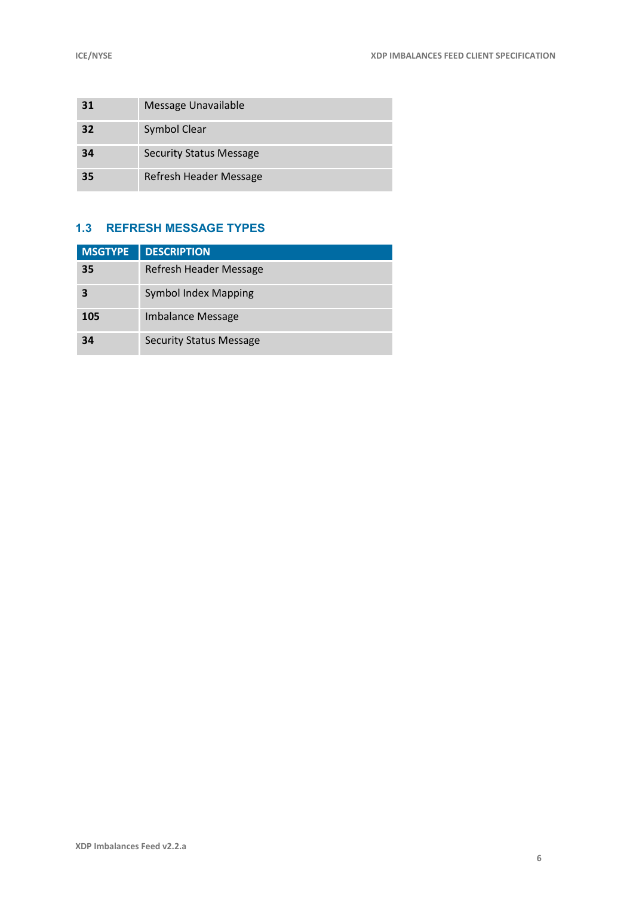| | |
|---|---|
| **31** | Message Unavailable |
| **32** | Symbol Clear |
| **34** | Security Status Message |
| **35** | Refresh Header Message |

## 1.3 REFRESH MESSAGE TYPES

| MSGTYPE | DESCRIPTION |
|---|---|
| **35** | Refresh Header Message |
| **3** | Symbol Index Mapping |
| **105** | Imbalance Message |
| **34** | Security Status Message |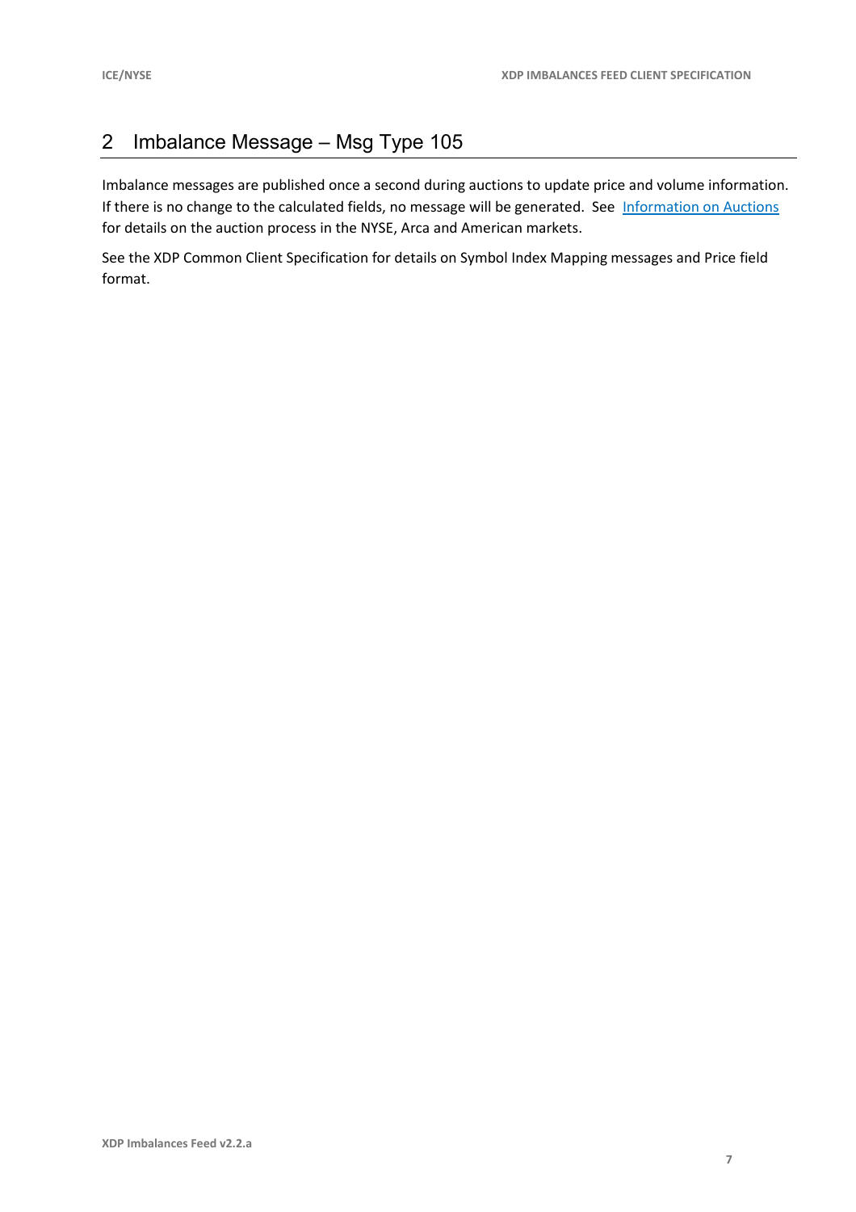# 2 Imbalance Message – Msg Type 105

Imbalance messages are published once a second during auctions to update price and volume information. If there is no change to the calculated fields, no message will be generated. See Information on Auctions for details on the auction process in the NYSE, Arca and American markets.

See the XDP Common Client Specification for details on Symbol Index Mapping messages and Price field format.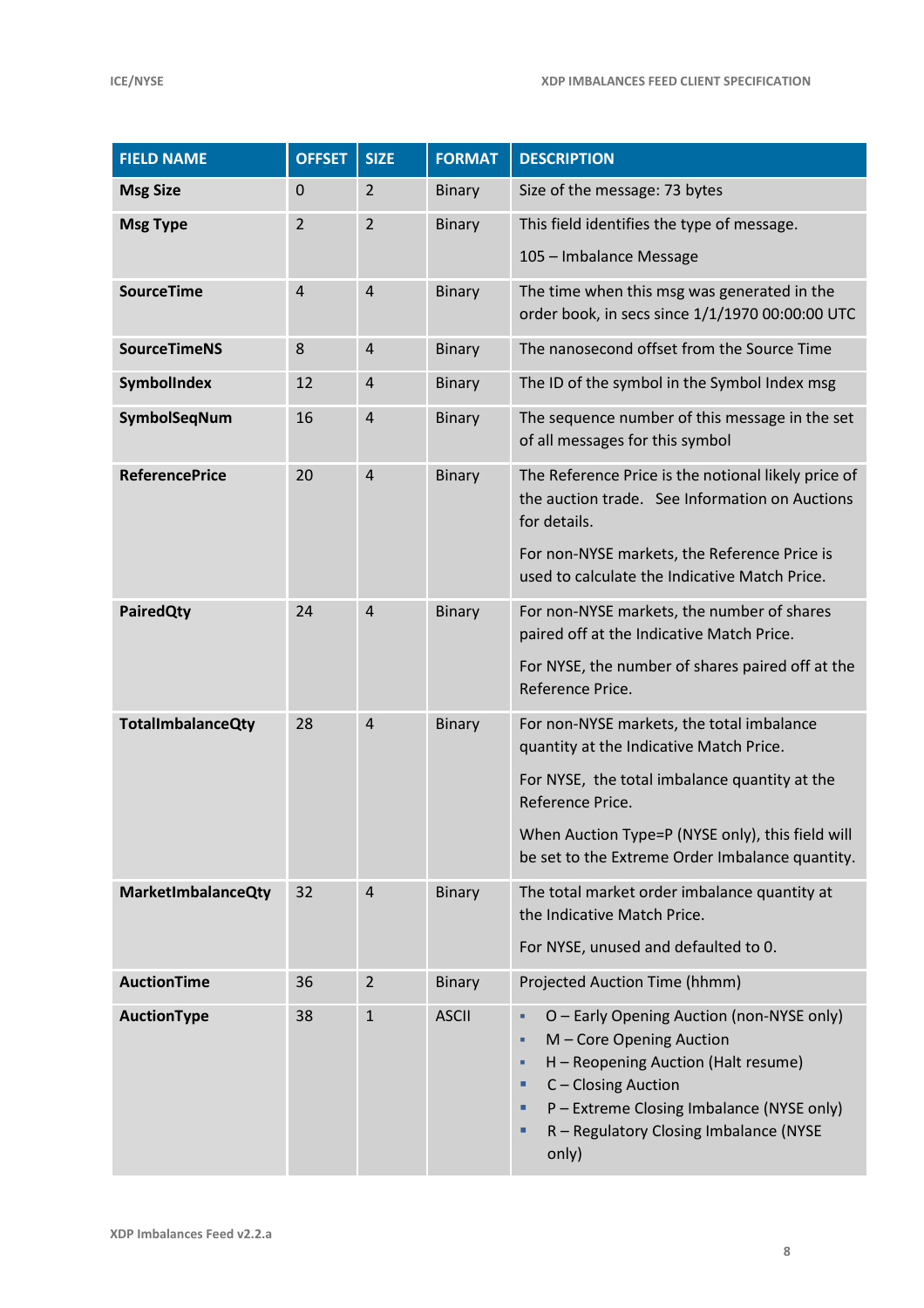| FIELD NAME | OFFSET | SIZE | FORMAT | DESCRIPTION |
|---|---|---|---|---|
| **Msg Size** | 0 | 2 | Binary | Size of the message: 73 bytes |
| **Msg Type** | 2 | 2 | Binary | This field identifies the type of message.<br><br>105 – Imbalance Message |
| **SourceTime** | 4 | 4 | Binary | The time when this msg was generated in the order book, in secs since 1/1/1970 00:00:00 UTC |
| **SourceTimeNS** | 8 | 4 | Binary | The nanosecond offset from the Source Time |
| **SymbolIndex** | 12 | 4 | Binary | The ID of the symbol in the Symbol Index msg |
| **SymbolSeqNum** | 16 | 4 | Binary | The sequence number of this message in the set of all messages for this symbol |
| **ReferencePrice** | 20 | 4 | Binary | The Reference Price is the notional likely price of the auction trade. See Information on Auctions for details.<br><br>For non-NYSE markets, the Reference Price is used to calculate the Indicative Match Price. |
| **PairedQty** | 24 | 4 | Binary | For non-NYSE markets, the number of shares paired off at the Indicative Match Price.<br><br>For NYSE, the number of shares paired off at the Reference Price. |
| **TotalImbalanceQty** | 28 | 4 | Binary | For non-NYSE markets, the total imbalance quantity at the Indicative Match Price.<br><br>For NYSE, the total imbalance quantity at the Reference Price.<br><br>When Auction Type=P (NYSE only), this field will be set to the Extreme Order Imbalance quantity. |
| **MarketImbalanceQty** | 32 | 4 | Binary | The total market order imbalance quantity at the Indicative Match Price.<br><br>For NYSE, unused and defaulted to 0. |
| **AuctionTime** | 36 | 2 | Binary | Projected Auction Time (hhmm) |
| **AuctionType** | 38 | 1 | ASCII | ▪ O – Early Opening Auction (non-NYSE only)<br>▪ M – Core Opening Auction<br>▪ H – Reopening Auction (Halt resume)<br>▪ C – Closing Auction<br>▪ P – Extreme Closing Imbalance (NYSE only)<br>▪ R – Regulatory Closing Imbalance (NYSE only) |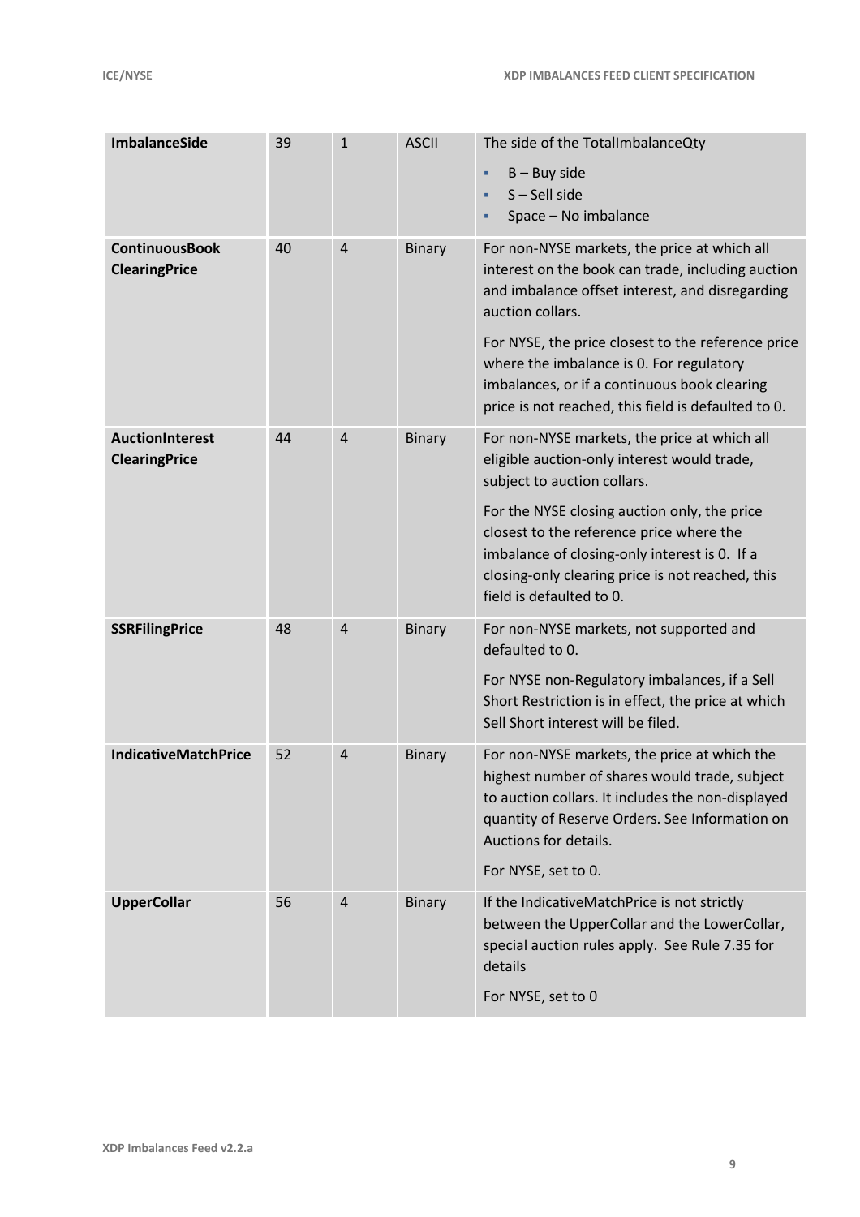| | | | | |
|---|---|---|---|---|
| **ImbalanceSide** | 39 | 1 | ASCII | The side of the TotalImbalanceQty<br>- B – Buy side<br>- S – Sell side<br>- Space – No imbalance |
| **ContinuousBook ClearingPrice** | 40 | 4 | Binary | For non-NYSE markets, the price at which all interest on the book can trade, including auction and imbalance offset interest, and disregarding auction collars.<br><br>For NYSE, the price closest to the reference price where the imbalance is 0. For regulatory imbalances, or if a continuous book clearing price is not reached, this field is defaulted to 0. |
| **AuctionInterest ClearingPrice** | 44 | 4 | Binary | For non-NYSE markets, the price at which all eligible auction-only interest would trade, subject to auction collars.<br><br>For the NYSE closing auction only, the price closest to the reference price where the imbalance of closing-only interest is 0. If a closing-only clearing price is not reached, this field is defaulted to 0. |
| **SSRFilingPrice** | 48 | 4 | Binary | For non-NYSE markets, not supported and defaulted to 0.<br><br>For NYSE non-Regulatory imbalances, if a Sell Short Restriction is in effect, the price at which Sell Short interest will be filed. |
| **IndicativeMatchPrice** | 52 | 4 | Binary | For non-NYSE markets, the price at which the highest number of shares would trade, subject to auction collars. It includes the non-displayed quantity of Reserve Orders. See Information on Auctions for details.<br><br>For NYSE, set to 0. |
| **UpperCollar** | 56 | 4 | Binary | If the IndicativeMatchPrice is not strictly between the UpperCollar and the LowerCollar, special auction rules apply. See Rule 7.35 for details<br><br>For NYSE, set to 0 |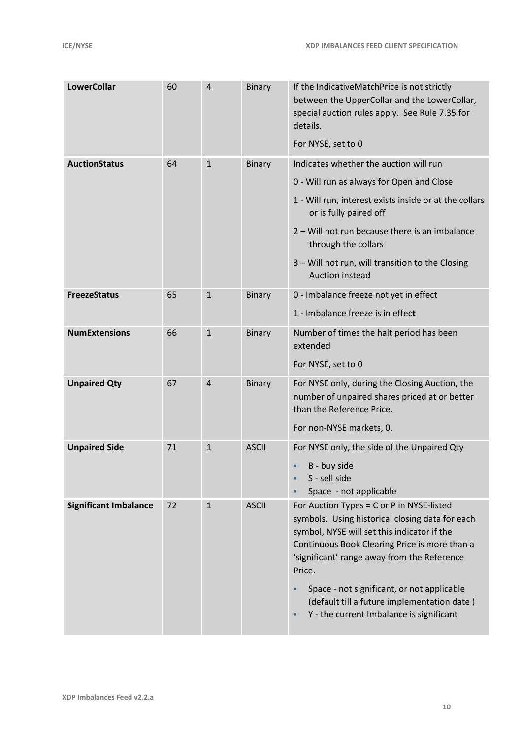| **LowerCollar** | 60 | 4 | Binary | If the IndicativeMatchPrice is not strictly between the UpperCollar and the LowerCollar, special auction rules apply. See Rule 7.35 for details.<br><br>For NYSE, set to 0 |
|---|---|---|---|---|
| **AuctionStatus** | 64 | 1 | Binary | Indicates whether the auction will run<br><br>0 - Will run as always for Open and Close<br><br>1 - Will run, interest exists inside or at the collars or is fully paired off<br><br>2 – Will not run because there is an imbalance through the collars<br><br>3 – Will not run, will transition to the Closing Auction instead |
| **FreezeStatus** | 65 | 1 | Binary | 0 - Imbalance freeze not yet in effect<br><br>1 - Imbalance freeze is in effect |
| **NumExtensions** | 66 | 1 | Binary | Number of times the halt period has been extended<br><br>For NYSE, set to 0 |
| **Unpaired Qty** | 67 | 4 | Binary | For NYSE only, during the Closing Auction, the number of unpaired shares priced at or better than the Reference Price.<br><br>For non-NYSE markets, 0. |
| **Unpaired Side** | 71 | 1 | ASCII | For NYSE only, the side of the Unpaired Qty<br><br>- B - buy side<br>- S - sell side<br>- Space - not applicable |
| **Significant Imbalance** | 72 | 1 | ASCII | For Auction Types = C or P in NYSE-listed symbols. Using historical closing data for each symbol, NYSE will set this indicator if the Continuous Book Clearing Price is more than a 'significant' range away from the Reference Price.<br><br>- Space - not significant, or not applicable (default till a future implementation date )<br>- Y - the current Imbalance is significant |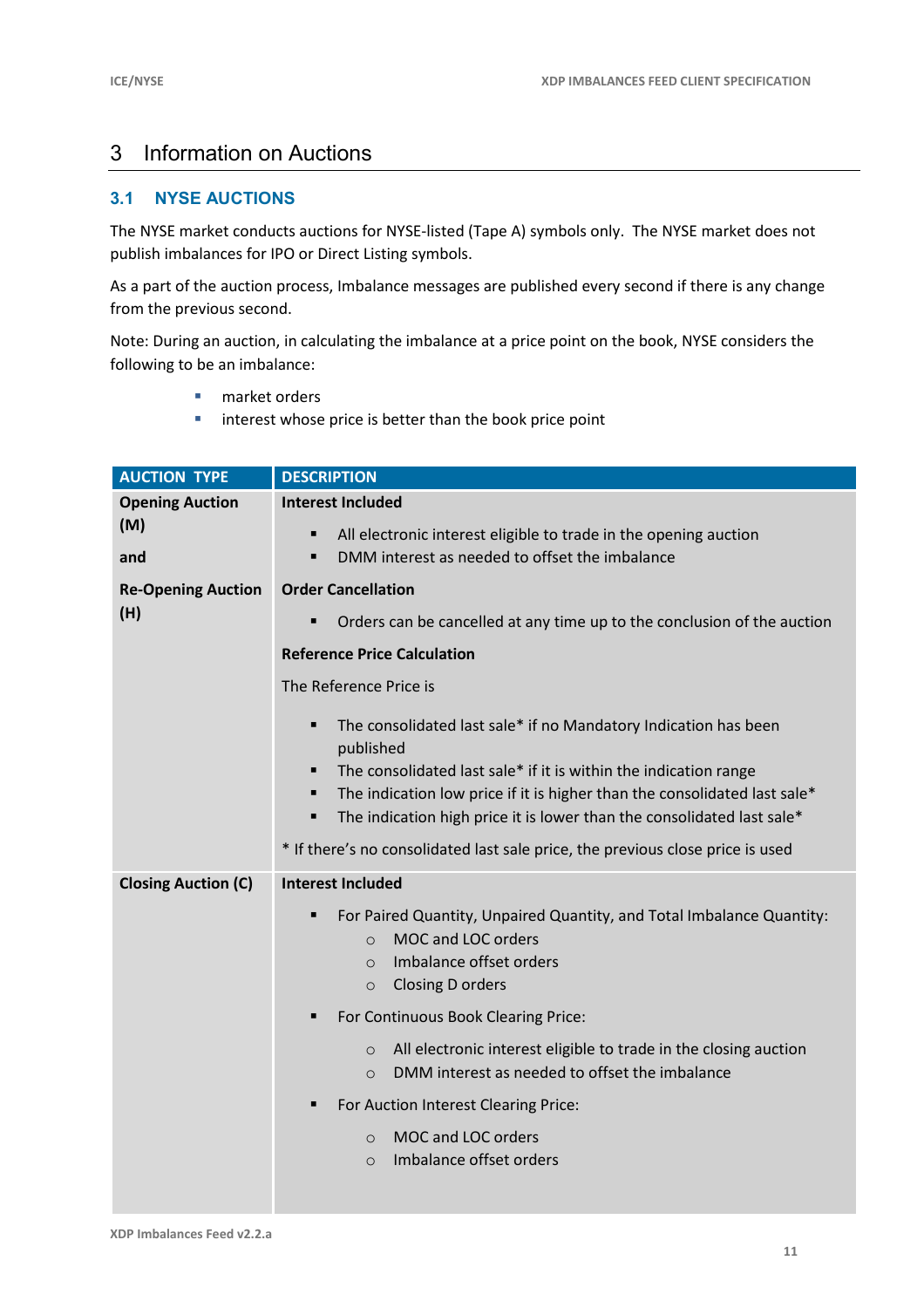# 3 Information on Auctions

## 3.1 NYSE AUCTIONS

The NYSE market conducts auctions for NYSE-listed (Tape A) symbols only. The NYSE market does not publish imbalances for IPO or Direct Listing symbols.

As a part of the auction process, Imbalance messages are published every second if there is any change from the previous second.

Note: During an auction, in calculating the imbalance at a price point on the book, NYSE considers the following to be an imbalance:

- market orders
- interest whose price is better than the book price point

| AUCTION TYPE | DESCRIPTION |
|---|---|
| **Opening Auction (M)**<br><br>**and**<br><br>**Re-Opening Auction (H)** | **Interest Included**<br>▪ All electronic interest eligible to trade in the opening auction<br>▪ DMM interest as needed to offset the imbalance<br><br>**Order Cancellation**<br>▪ Orders can be cancelled at any time up to the conclusion of the auction<br><br>**Reference Price Calculation**<br>The Reference Price is<br>▪ The consolidated last sale* if no Mandatory Indication has been published<br>▪ The consolidated last sale* if it is within the indication range<br>▪ The indication low price if it is higher than the consolidated last sale*<br>▪ The indication high price it is lower than the consolidated last sale*<br><br>* If there's no consolidated last sale price, the previous close price is used |
| **Closing Auction (C)** | **Interest Included**<br>▪ For Paired Quantity, Unpaired Quantity, and Total Imbalance Quantity:<br>&nbsp;&nbsp;&nbsp;○ MOC and LOC orders<br>&nbsp;&nbsp;&nbsp;○ Imbalance offset orders<br>&nbsp;&nbsp;&nbsp;○ Closing D orders<br>▪ For Continuous Book Clearing Price:<br>&nbsp;&nbsp;&nbsp;○ All electronic interest eligible to trade in the closing auction<br>&nbsp;&nbsp;&nbsp;○ DMM interest as needed to offset the imbalance<br>▪ For Auction Interest Clearing Price:<br>&nbsp;&nbsp;&nbsp;○ MOC and LOC orders<br>&nbsp;&nbsp;&nbsp;○ Imbalance offset orders |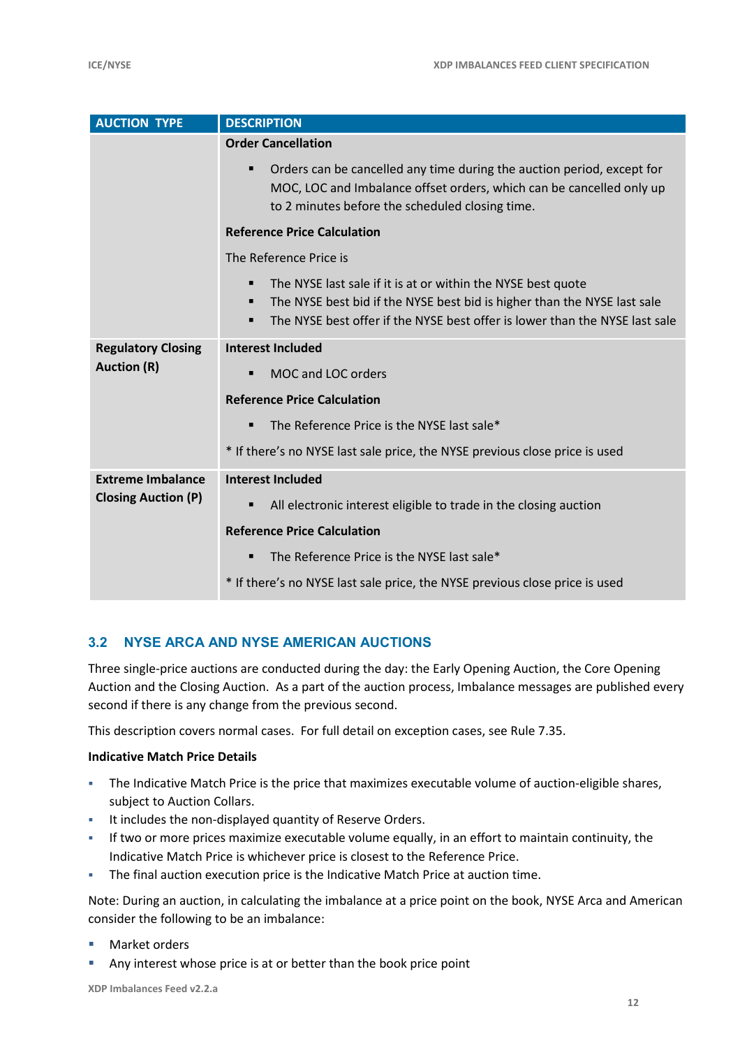| AUCTION TYPE | DESCRIPTION |
| --- | --- |
| | **Order Cancellation**<br>▪ Orders can be cancelled any time during the auction period, except for MOC, LOC and Imbalance offset orders, which can be cancelled only up to 2 minutes before the scheduled closing time.<br>**Reference Price Calculation**<br>The Reference Price is<br>▪ The NYSE last sale if it is at or within the NYSE best quote<br>▪ The NYSE best bid if the NYSE best bid is higher than the NYSE last sale<br>▪ The NYSE best offer if the NYSE best offer is lower than the NYSE last sale |
| **Regulatory Closing Auction (R)** | **Interest Included**<br>▪ MOC and LOC orders<br>**Reference Price Calculation**<br>▪ The Reference Price is the NYSE last sale*<br>* If there's no NYSE last sale price, the NYSE previous close price is used |
| **Extreme Imbalance Closing Auction (P)** | **Interest Included**<br>▪ All electronic interest eligible to trade in the closing auction<br>**Reference Price Calculation**<br>▪ The Reference Price is the NYSE last sale*<br>* If there's no NYSE last sale price, the NYSE previous close price is used |

## 3.2 NYSE ARCA AND NYSE AMERICAN AUCTIONS

Three single-price auctions are conducted during the day: the Early Opening Auction, the Core Opening Auction and the Closing Auction. As a part of the auction process, Imbalance messages are published every second if there is any change from the previous second.

This description covers normal cases. For full detail on exception cases, see Rule 7.35.

**Indicative Match Price Details**

- The Indicative Match Price is the price that maximizes executable volume of auction-eligible shares, subject to Auction Collars.
- It includes the non-displayed quantity of Reserve Orders.
- If two or more prices maximize executable volume equally, in an effort to maintain continuity, the Indicative Match Price is whichever price is closest to the Reference Price.
- The final auction execution price is the Indicative Match Price at auction time.

Note: During an auction, in calculating the imbalance at a price point on the book, NYSE Arca and American consider the following to be an imbalance:

- Market orders
- Any interest whose price is at or better than the book price point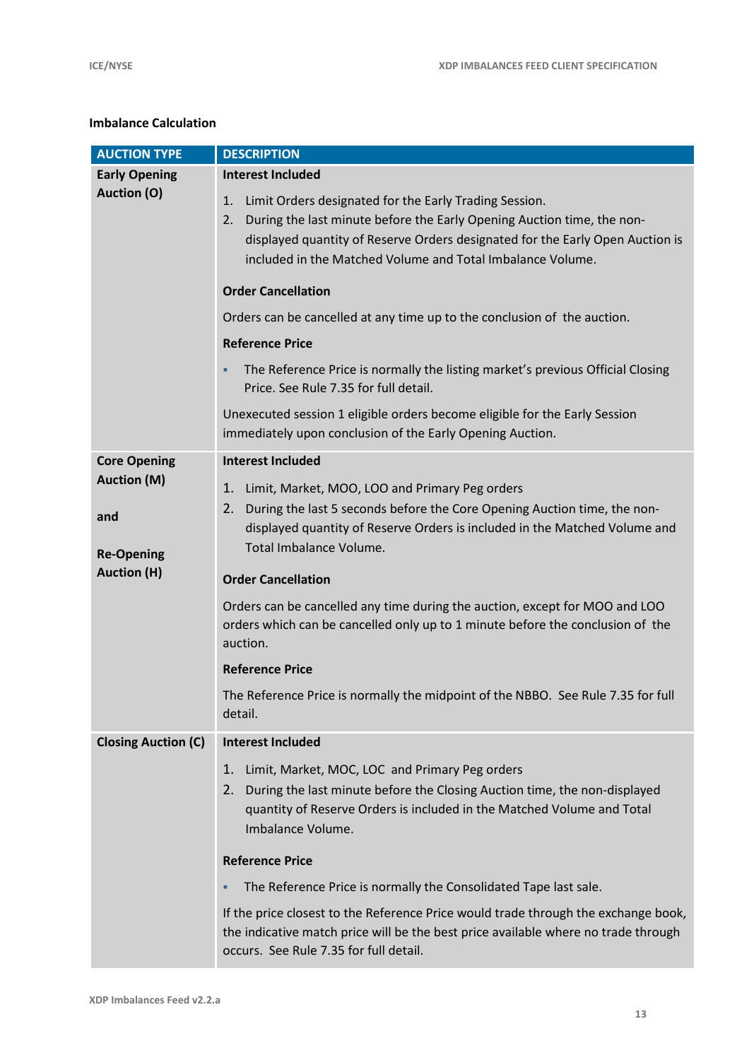**Imbalance Calculation**

| AUCTION TYPE | DESCRIPTION |
|---|---|
| **Early Opening Auction (O)** | **Interest Included**<br>1. Limit Orders designated for the Early Trading Session.<br>2. During the last minute before the Early Opening Auction time, the non-displayed quantity of Reserve Orders designated for the Early Open Auction is included in the Matched Volume and Total Imbalance Volume.<br>**Order Cancellation**<br>Orders can be cancelled at any time up to the conclusion of the auction.<br>**Reference Price**<br>▪ The Reference Price is normally the listing market's previous Official Closing Price. See Rule 7.35 for full detail.<br>Unexecuted session 1 eligible orders become eligible for the Early Session immediately upon conclusion of the Early Opening Auction. |
| **Core Opening Auction (M)**<br><br>**and**<br><br>**Re-Opening Auction (H)** | **Interest Included**<br>1. Limit, Market, MOO, LOO and Primary Peg orders<br>2. During the last 5 seconds before the Core Opening Auction time, the non-displayed quantity of Reserve Orders is included in the Matched Volume and Total Imbalance Volume.<br>**Order Cancellation**<br>Orders can be cancelled any time during the auction, except for MOO and LOO orders which can be cancelled only up to 1 minute before the conclusion of the auction.<br>**Reference Price**<br>The Reference Price is normally the midpoint of the NBBO. See Rule 7.35 for full detail. |
| **Closing Auction (C)** | **Interest Included**<br>1. Limit, Market, MOC, LOC and Primary Peg orders<br>2. During the last minute before the Closing Auction time, the non-displayed quantity of Reserve Orders is included in the Matched Volume and Total Imbalance Volume.<br>**Reference Price**<br>▪ The Reference Price is normally the Consolidated Tape last sale.<br>If the price closest to the Reference Price would trade through the exchange book, the indicative match price will be the best price available where no trade through occurs. See Rule 7.35 for full detail. |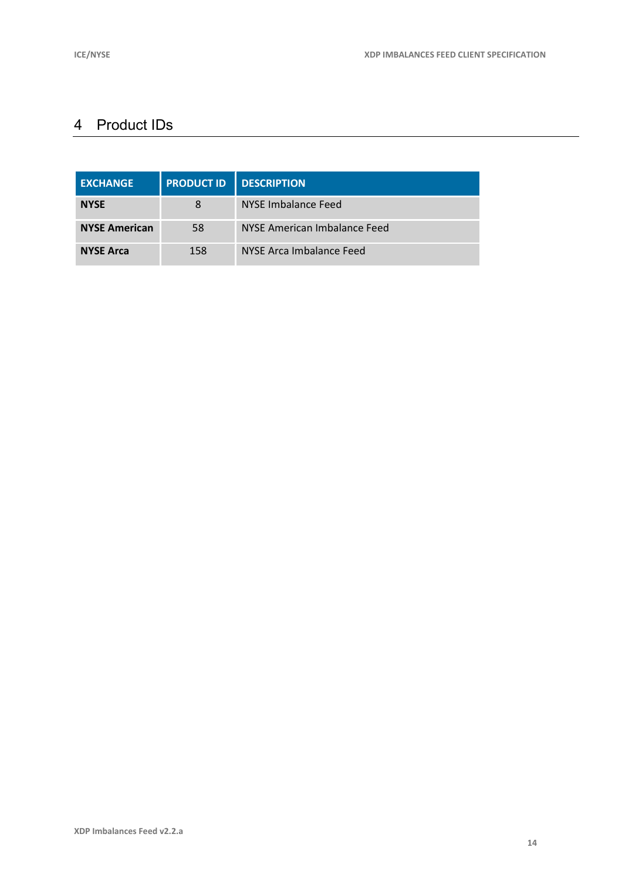# 4 Product IDs

| EXCHANGE | PRODUCT ID | DESCRIPTION |
|---|---|---|
| **NYSE** | 8 | NYSE Imbalance Feed |
| **NYSE American** | 58 | NYSE American Imbalance Feed |
| **NYSE Arca** | 158 | NYSE Arca Imbalance Feed |